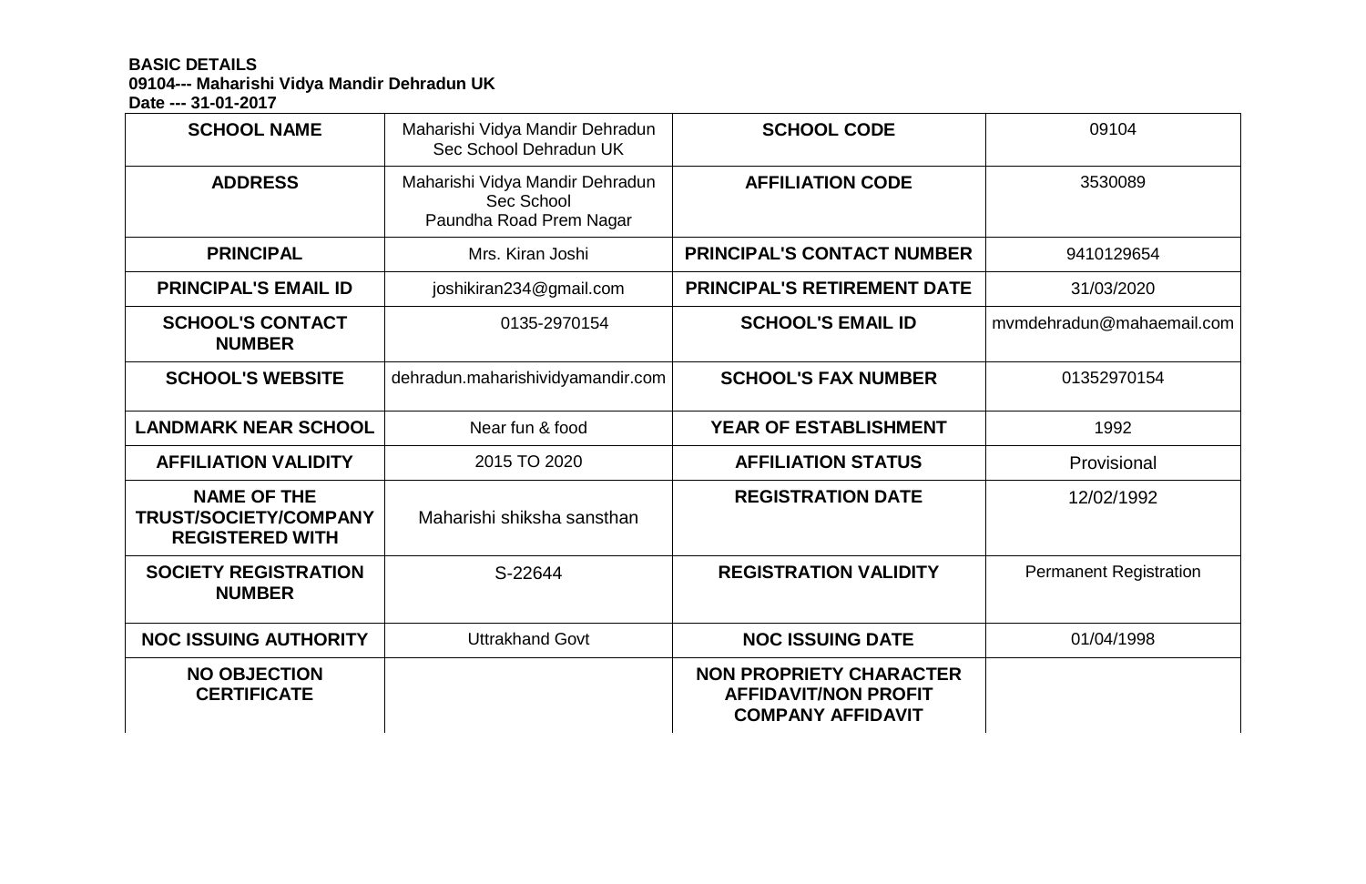**BASIC DETAILS**
**09104--- Maharishi Vidya Mandir Dehradun UK**
**Date --- 31-01-2017**

| **SCHOOL NAME** | Maharishi Vidya Mandir Dehradun Sec School Dehradun UK | **SCHOOL CODE** | 09104 |
|---|---|---|---|
| **ADDRESS** | Maharishi Vidya Mandir Dehradun Sec School Paundha Road Prem Nagar | **AFFILIATION CODE** | 3530089 |
| **PRINCIPAL** | Mrs. Kiran Joshi | **PRINCIPAL'S CONTACT NUMBER** | 9410129654 |
| **PRINCIPAL'S EMAIL ID** | joshikiran234@gmail.com | **PRINCIPAL'S RETIREMENT DATE** | 31/03/2020 |
| **SCHOOL'S CONTACT NUMBER** | 0135-2970154 | **SCHOOL'S EMAIL ID** | mvmdehradun@mahaemail.com |
| **SCHOOL'S WEBSITE** | dehradun.maharishividyamandir.com | **SCHOOL'S FAX NUMBER** | 01352970154 |
| **LANDMARK NEAR SCHOOL** | Near fun & food | **YEAR OF ESTABLISHMENT** | 1992 |
| **AFFILIATION VALIDITY** | 2015 TO 2020 | **AFFILIATION STATUS** | Provisional |
| **NAME OF THE TRUST/SOCIETY/COMPANY REGISTERED WITH** | Maharishi shiksha sansthan | **REGISTRATION DATE** | 12/02/1992 |
| **SOCIETY REGISTRATION NUMBER** | S-22644 | **REGISTRATION VALIDITY** | Permanent Registration |
| **NOC ISSUING AUTHORITY** | Uttrakhand Govt | **NOC ISSUING DATE** | 01/04/1998 |
| **NO OBJECTION CERTIFICATE** | | **NON PROPRIETY CHARACTER AFFIDAVIT/NON PROFIT COMPANY AFFIDAVIT** | |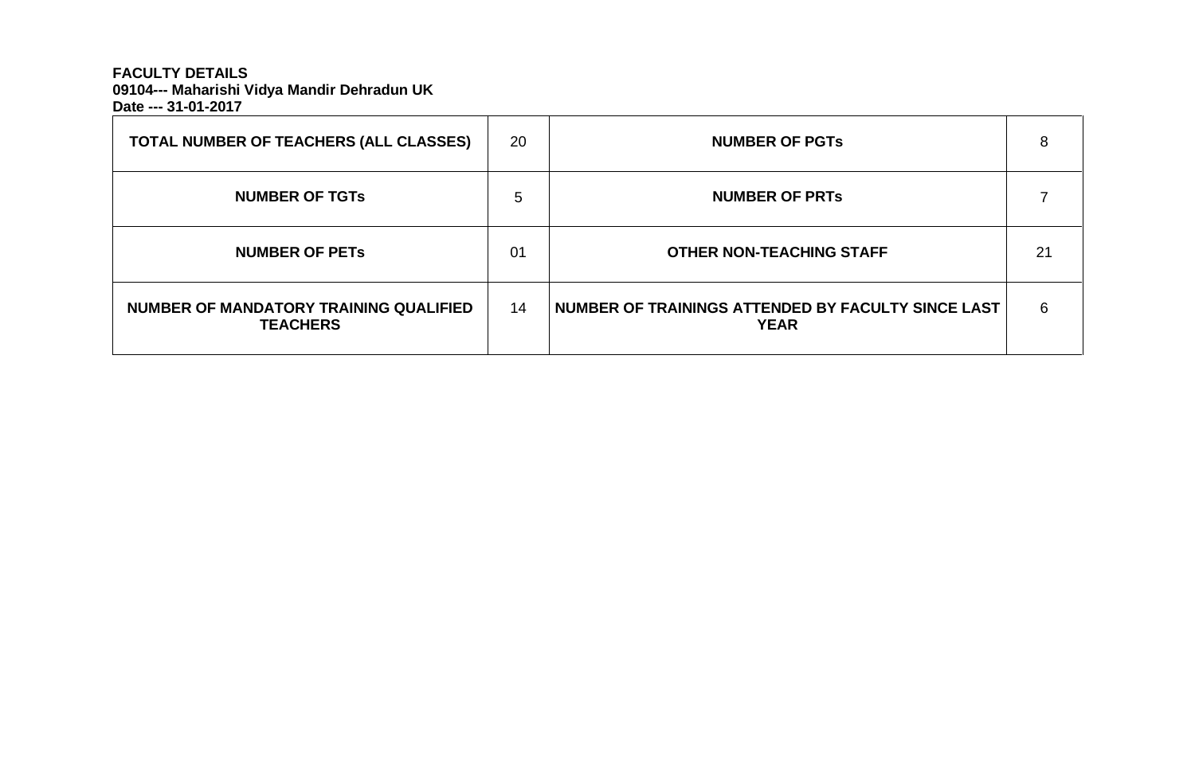**FACULTY DETAILS**
**09104--- Maharishi Vidya Mandir Dehradun UK**
**Date --- 31-01-2017**

| **TOTAL NUMBER OF TEACHERS (ALL CLASSES)** | 20 | **NUMBER OF PGTs** | 8 |
|---|---|---|---|
| **NUMBER OF TGTs** | 5 | **NUMBER OF PRTs** | 7 |
| **NUMBER OF PETs** | 01 | **OTHER NON-TEACHING STAFF** | 21 |
| **NUMBER OF MANDATORY TRAINING QUALIFIED TEACHERS** | 14 | **NUMBER OF TRAININGS ATTENDED BY FACULTY SINCE LAST YEAR** | 6 |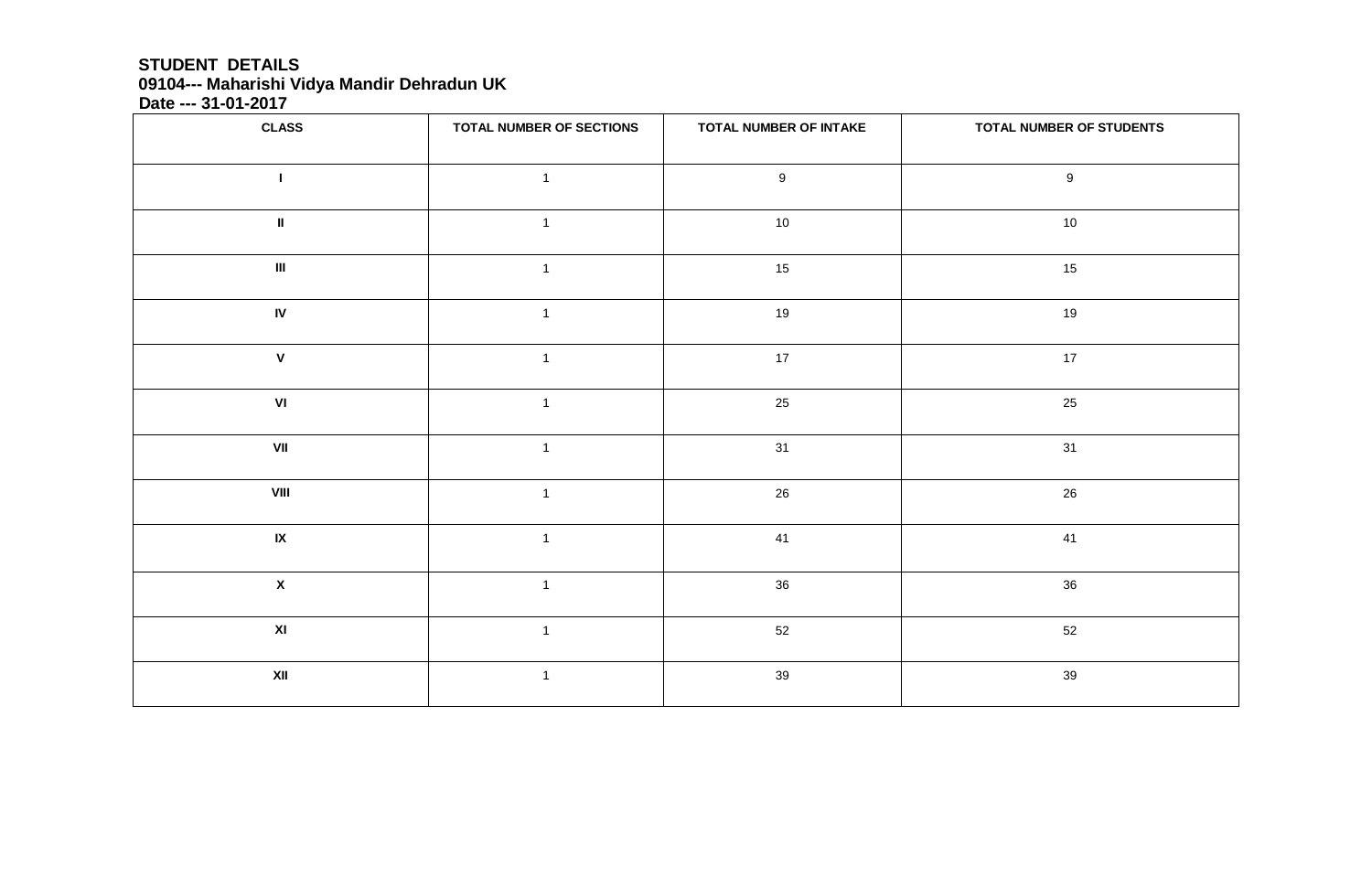**STUDENT DETAILS**
**09104--- Maharishi Vidya Mandir Dehradun UK**
**Date --- 31-01-2017**

| CLASS | TOTAL NUMBER OF SECTIONS | TOTAL NUMBER OF INTAKE | TOTAL NUMBER OF STUDENTS |
|---|---|---|---|
| I | 1 | 9 | 9 |
| II | 1 | 10 | 10 |
| III | 1 | 15 | 15 |
| IV | 1 | 19 | 19 |
| V | 1 | 17 | 17 |
| VI | 1 | 25 | 25 |
| VII | 1 | 31 | 31 |
| VIII | 1 | 26 | 26 |
| IX | 1 | 41 | 41 |
| X | 1 | 36 | 36 |
| XI | 1 | 52 | 52 |
| XII | 1 | 39 | 39 |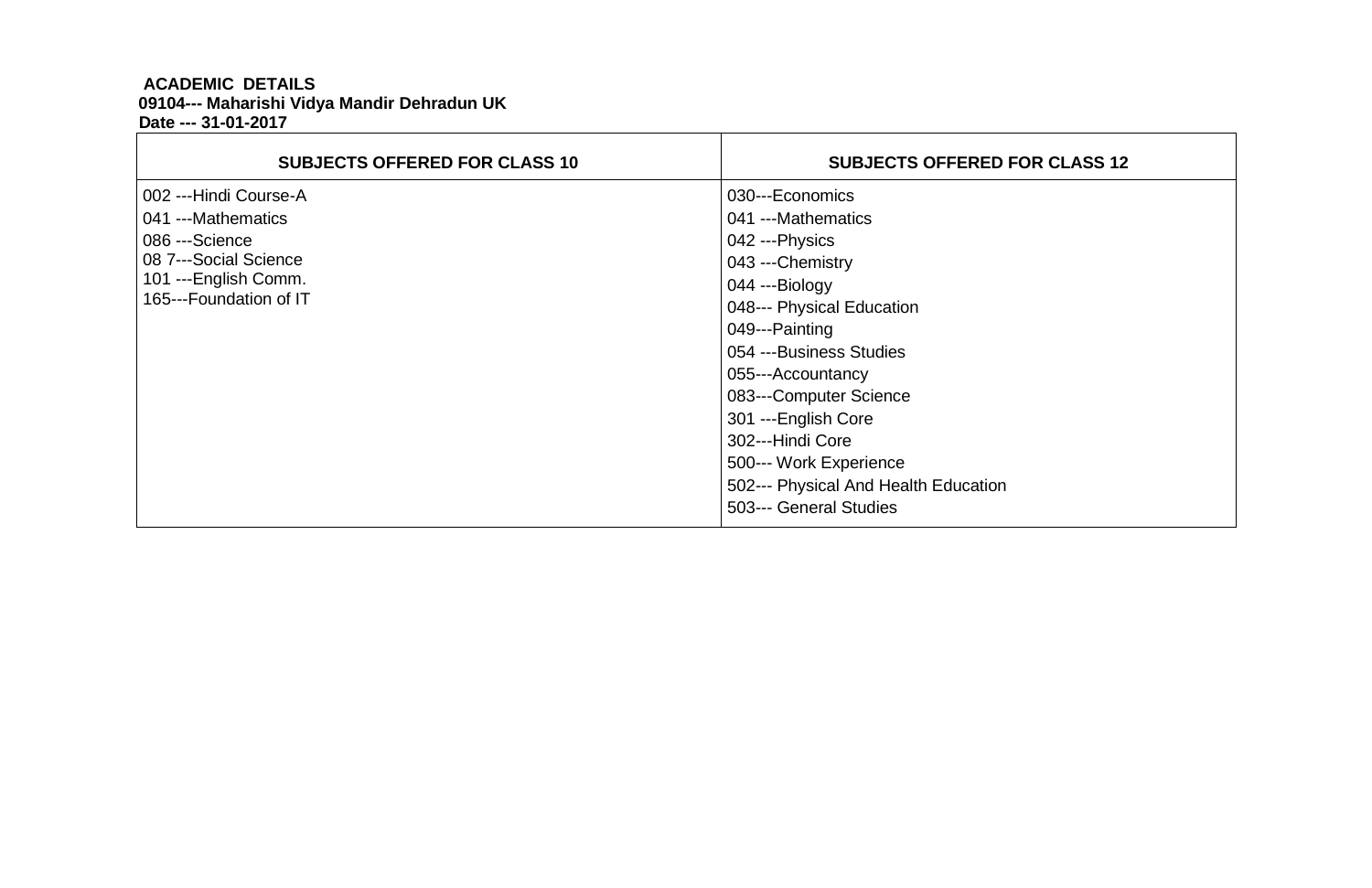**ACADEMIC DETAILS**
**09104--- Maharishi Vidya Mandir Dehradun UK**
**Date --- 31-01-2017**

| SUBJECTS OFFERED FOR CLASS 10 | SUBJECTS OFFERED FOR CLASS 12 |
|---|---|
| 002 ---Hindi Course-A<br>041 ---Mathematics<br>086 ---Science<br>08 7---Social Science<br>101 ---English Comm.<br>165---Foundation of IT | 030---Economics<br>041 ---Mathematics<br>042 ---Physics<br>043 ---Chemistry<br>044 ---Biology<br>048--- Physical Education<br>049---Painting<br>054 ---Business Studies<br>055---Accountancy<br>083---Computer Science<br>301 ---English Core<br>302---Hindi Core<br>500--- Work Experience<br>502--- Physical And Health Education<br>503--- General Studies |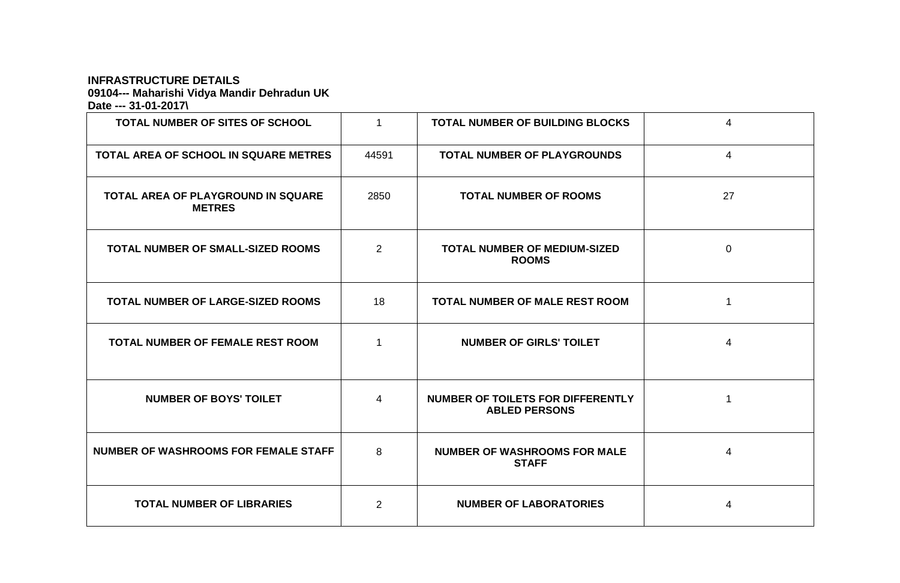**INFRASTRUCTURE DETAILS**
**09104--- Maharishi Vidya Mandir Dehradun UK**
**Date --- 31-01-2017\**

| | | | |
|---|---|---|---|
| **TOTAL NUMBER OF SITES OF SCHOOL** | 1 | **TOTAL NUMBER OF BUILDING BLOCKS** | 4 |
| **TOTAL AREA OF SCHOOL IN SQUARE METRES** | 44591 | **TOTAL NUMBER OF PLAYGROUNDS** | 4 |
| **TOTAL AREA OF PLAYGROUND IN SQUARE METRES** | 2850 | **TOTAL NUMBER OF ROOMS** | 27 |
| **TOTAL NUMBER OF SMALL-SIZED ROOMS** | 2 | **TOTAL NUMBER OF MEDIUM-SIZED ROOMS** | 0 |
| **TOTAL NUMBER OF LARGE-SIZED ROOMS** | 18 | **TOTAL NUMBER OF MALE REST ROOM** | 1 |
| **TOTAL NUMBER OF FEMALE REST ROOM** | 1 | **NUMBER OF GIRLS' TOILET** | 4 |
| **NUMBER OF BOYS' TOILET** | 4 | **NUMBER OF TOILETS FOR DIFFERENTLY ABLED PERSONS** | 1 |
| **NUMBER OF WASHROOMS FOR FEMALE STAFF** | 8 | **NUMBER OF WASHROOMS FOR MALE STAFF** | 4 |
| **TOTAL NUMBER OF LIBRARIES** | 2 | **NUMBER OF LABORATORIES** | 4 |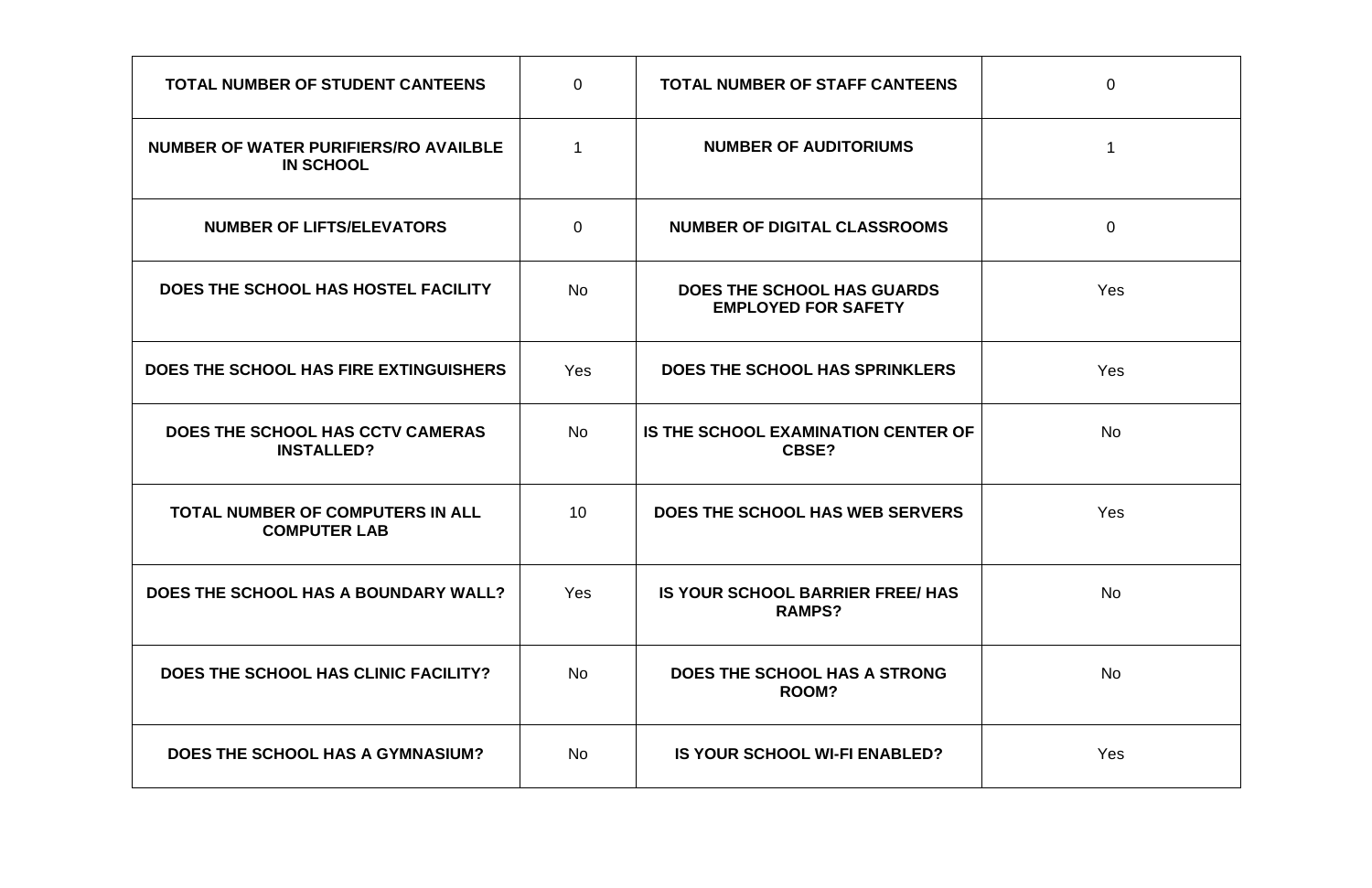| TOTAL NUMBER OF STUDENT CANTEENS | 0 | TOTAL NUMBER OF STAFF CANTEENS | 0 |
|---|---|---|---|
| NUMBER OF WATER PURIFIERS/RO AVAILBLE IN SCHOOL | 1 | NUMBER OF AUDITORIUMS | 1 |
| NUMBER OF LIFTS/ELEVATORS | 0 | NUMBER OF DIGITAL CLASSROOMS | 0 |
| DOES THE SCHOOL HAS HOSTEL FACILITY | No | DOES THE SCHOOL HAS GUARDS EMPLOYED FOR SAFETY | Yes |
| DOES THE SCHOOL HAS FIRE EXTINGUISHERS | Yes | DOES THE SCHOOL HAS SPRINKLERS | Yes |
| DOES THE SCHOOL HAS CCTV CAMERAS INSTALLED? | No | IS THE SCHOOL EXAMINATION CENTER OF CBSE? | No |
| TOTAL NUMBER OF COMPUTERS IN ALL COMPUTER LAB | 10 | DOES THE SCHOOL HAS WEB SERVERS | Yes |
| DOES THE SCHOOL HAS A BOUNDARY WALL? | Yes | IS YOUR SCHOOL BARRIER FREE/ HAS RAMPS? | No |
| DOES THE SCHOOL HAS CLINIC FACILITY? | No | DOES THE SCHOOL HAS A STRONG ROOM? | No |
| DOES THE SCHOOL HAS A GYMNASIUM? | No | IS YOUR SCHOOL WI-FI ENABLED? | Yes |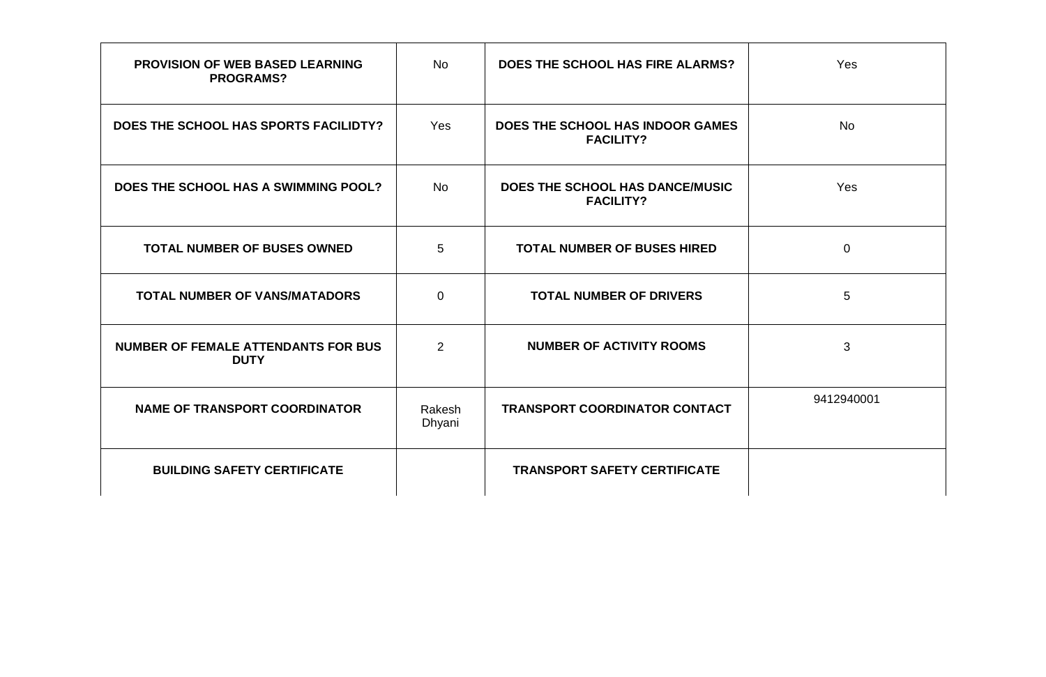| | | | |
|---|---|---|---|
| **PROVISION OF WEB BASED LEARNING PROGRAMS?** | No | **DOES THE SCHOOL HAS FIRE ALARMS?** | Yes |
| **DOES THE SCHOOL HAS SPORTS FACILIDTY?** | Yes | **DOES THE SCHOOL HAS INDOOR GAMES FACILITY?** | No |
| **DOES THE SCHOOL HAS A SWIMMING POOL?** | No | **DOES THE SCHOOL HAS DANCE/MUSIC FACILITY?** | Yes |
| **TOTAL NUMBER OF BUSES OWNED** | 5 | **TOTAL NUMBER OF BUSES HIRED** | 0 |
| **TOTAL NUMBER OF VANS/MATADORS** | 0 | **TOTAL NUMBER OF DRIVERS** | 5 |
| **NUMBER OF FEMALE ATTENDANTS FOR BUS DUTY** | 2 | **NUMBER OF ACTIVITY ROOMS** | 3 |
| **NAME OF TRANSPORT COORDINATOR** | Rakesh Dhyani | **TRANSPORT COORDINATOR CONTACT** | 9412940001 |
| **BUILDING SAFETY CERTIFICATE** | | **TRANSPORT SAFETY CERTIFICATE** | |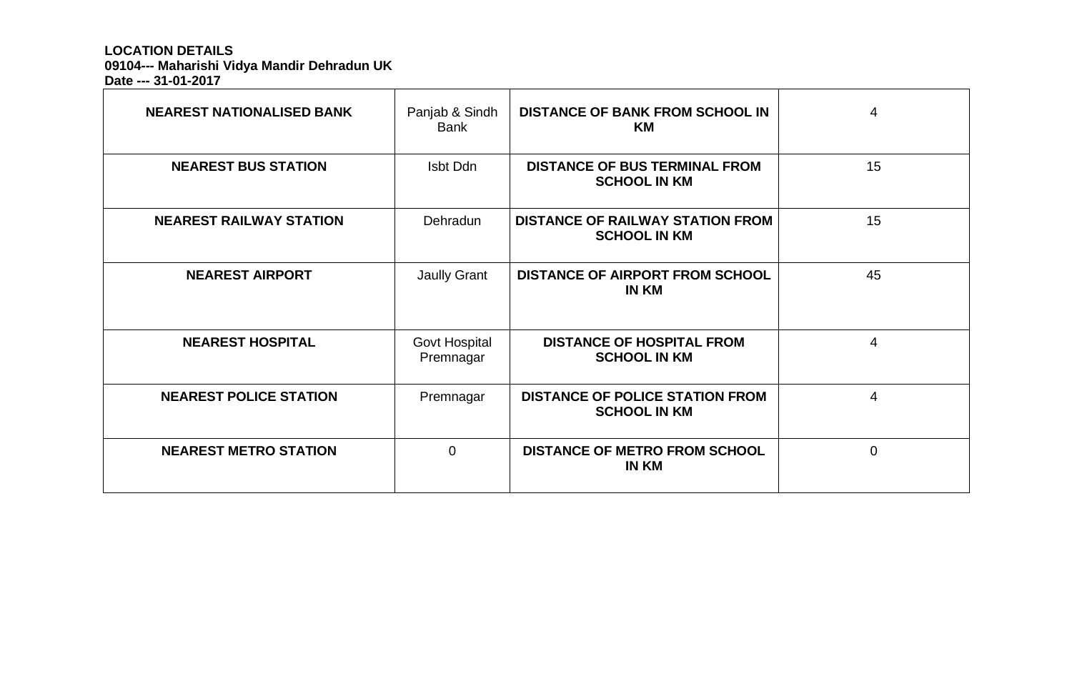**LOCATION DETAILS**
**09104--- Maharishi Vidya Mandir Dehradun UK**
**Date --- 31-01-2017**

| **NEAREST NATIONALISED BANK** | Panjab & Sindh Bank | **DISTANCE OF BANK FROM SCHOOL IN KM** | 4 |
|---|---|---|---|
| **NEAREST BUS STATION** | Isbt Ddn | **DISTANCE OF BUS TERMINAL FROM SCHOOL IN KM** | 15 |
| **NEAREST RAILWAY STATION** | Dehradun | **DISTANCE OF RAILWAY STATION FROM SCHOOL IN KM** | 15 |
| **NEAREST AIRPORT** | Jaully Grant | **DISTANCE OF AIRPORT FROM SCHOOL IN KM** | 45 |
| **NEAREST HOSPITAL** | Govt Hospital Premnagar | **DISTANCE OF HOSPITAL FROM SCHOOL IN KM** | 4 |
| **NEAREST POLICE STATION** | Premnagar | **DISTANCE OF POLICE STATION FROM SCHOOL IN KM** | 4 |
| **NEAREST METRO STATION** | 0 | **DISTANCE OF METRO FROM SCHOOL IN KM** | 0 |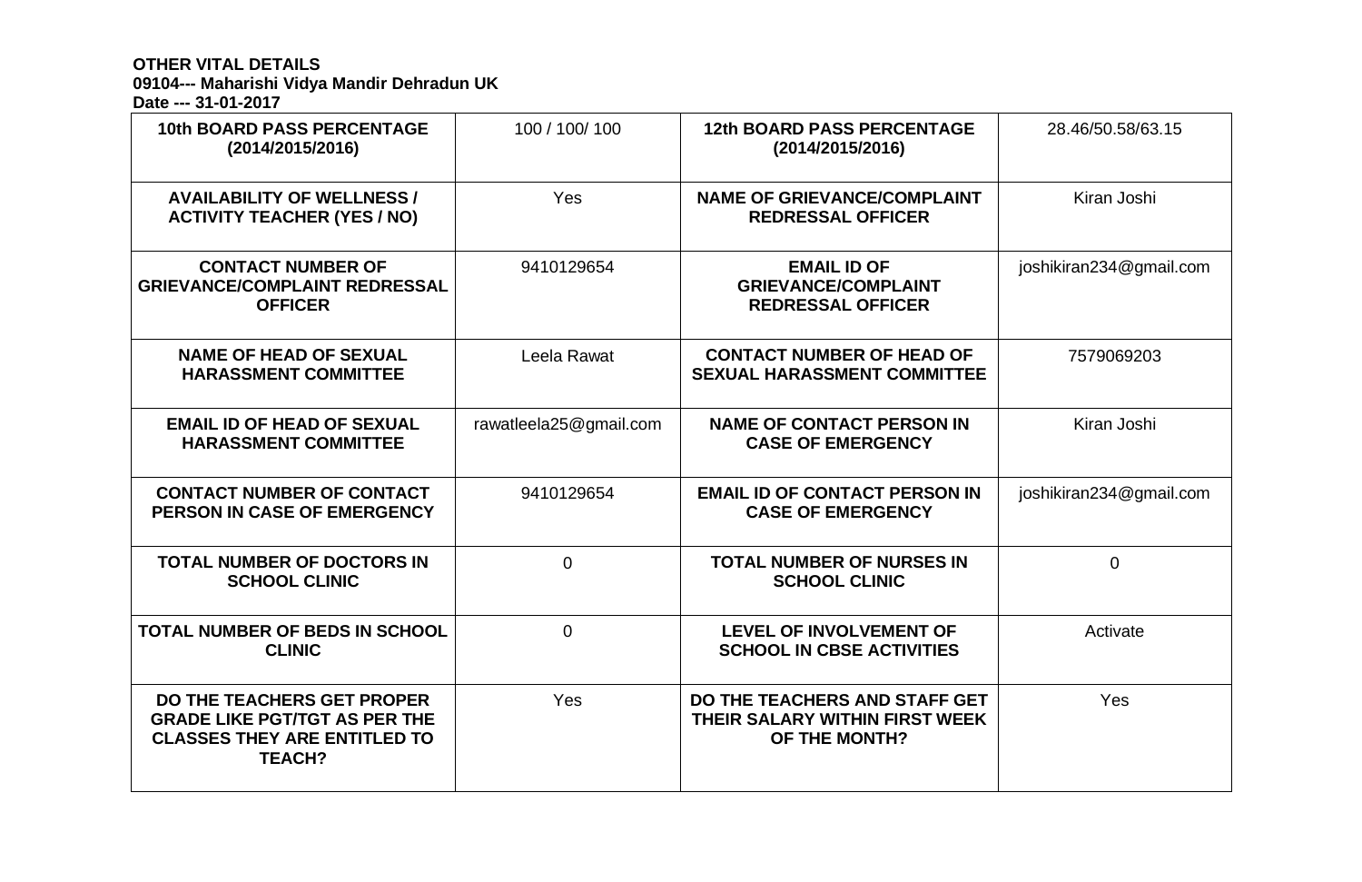**OTHER VITAL DETAILS**
**09104--- Maharishi Vidya Mandir Dehradun UK**
**Date --- 31-01-2017**

| | | | |
|---|---|---|---|
| **10th BOARD PASS PERCENTAGE (2014/2015/2016)** | 100 / 100/ 100 | **12th BOARD PASS PERCENTAGE (2014/2015/2016)** | 28.46/50.58/63.15 |
| **AVAILABILITY OF WELLNESS / ACTIVITY TEACHER (YES / NO)** | Yes | **NAME OF GRIEVANCE/COMPLAINT REDRESSAL OFFICER** | Kiran Joshi |
| **CONTACT NUMBER OF GRIEVANCE/COMPLAINT REDRESSAL OFFICER** | 9410129654 | **EMAIL ID OF GRIEVANCE/COMPLAINT REDRESSAL OFFICER** | joshikiran234@gmail.com |
| **NAME OF HEAD OF SEXUAL HARASSMENT COMMITTEE** | Leela Rawat | **CONTACT NUMBER OF HEAD OF SEXUAL HARASSMENT COMMITTEE** | 7579069203 |
| **EMAIL ID OF HEAD OF SEXUAL HARASSMENT COMMITTEE** | rawatleela25@gmail.com | **NAME OF CONTACT PERSON IN CASE OF EMERGENCY** | Kiran Joshi |
| **CONTACT NUMBER OF CONTACT PERSON IN CASE OF EMERGENCY** | 9410129654 | **EMAIL ID OF CONTACT PERSON IN CASE OF EMERGENCY** | joshikiran234@gmail.com |
| **TOTAL NUMBER OF DOCTORS IN SCHOOL CLINIC** | 0 | **TOTAL NUMBER OF NURSES IN SCHOOL CLINIC** | 0 |
| **TOTAL NUMBER OF BEDS IN SCHOOL CLINIC** | 0 | **LEVEL OF INVOLVEMENT OF SCHOOL IN CBSE ACTIVITIES** | Activate |
| **DO THE TEACHERS GET PROPER GRADE LIKE PGT/TGT AS PER THE CLASSES THEY ARE ENTITLED TO TEACH?** | Yes | **DO THE TEACHERS AND STAFF GET THEIR SALARY WITHIN FIRST WEEK OF THE MONTH?** | Yes |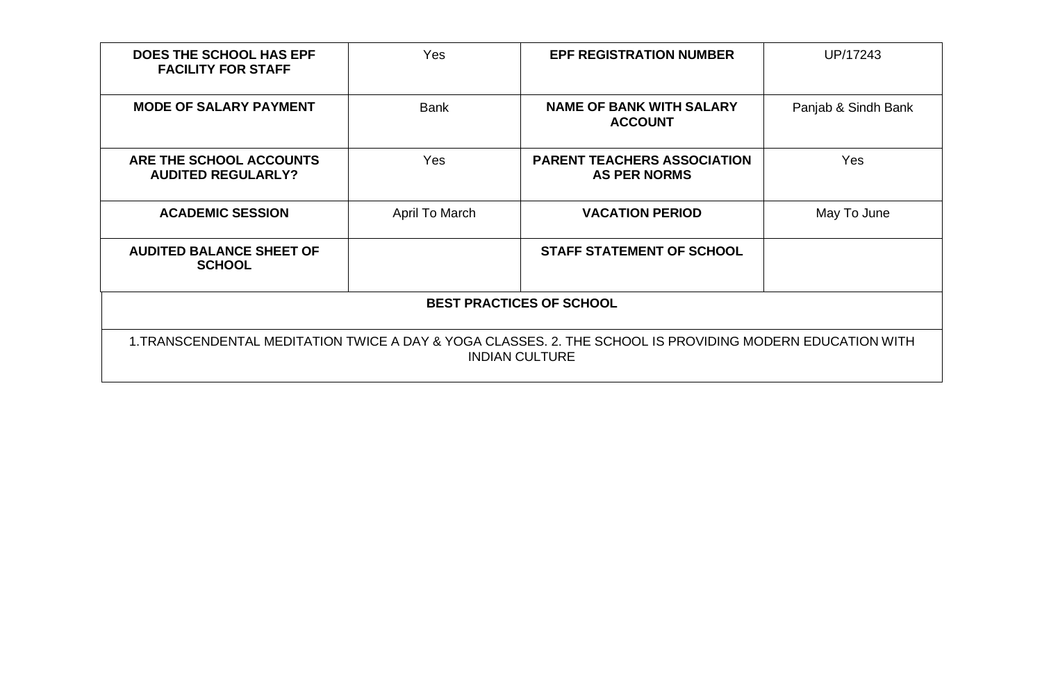| DOES THE SCHOOL HAS EPF FACILITY FOR STAFF | Yes | EPF REGISTRATION NUMBER | UP/17243 |
|---|---|---|---|
| **MODE OF SALARY PAYMENT** | Bank | **NAME OF BANK WITH SALARY ACCOUNT** | Panjab & Sindh Bank |
| **ARE THE SCHOOL ACCOUNTS AUDITED REGULARLY?** | Yes | **PARENT TEACHERS ASSOCIATION AS PER NORMS** | Yes |
| **ACADEMIC SESSION** | April To March | **VACATION PERIOD** | May To June |
| **AUDITED BALANCE SHEET OF SCHOOL** | | **STAFF STATEMENT OF SCHOOL** | |

**BEST PRACTICES OF SCHOOL**

1.TRANSCENDENTAL MEDITATION TWICE A DAY & YOGA CLASSES. 2. THE SCHOOL IS PROVIDING MODERN EDUCATION WITH INDIAN CULTURE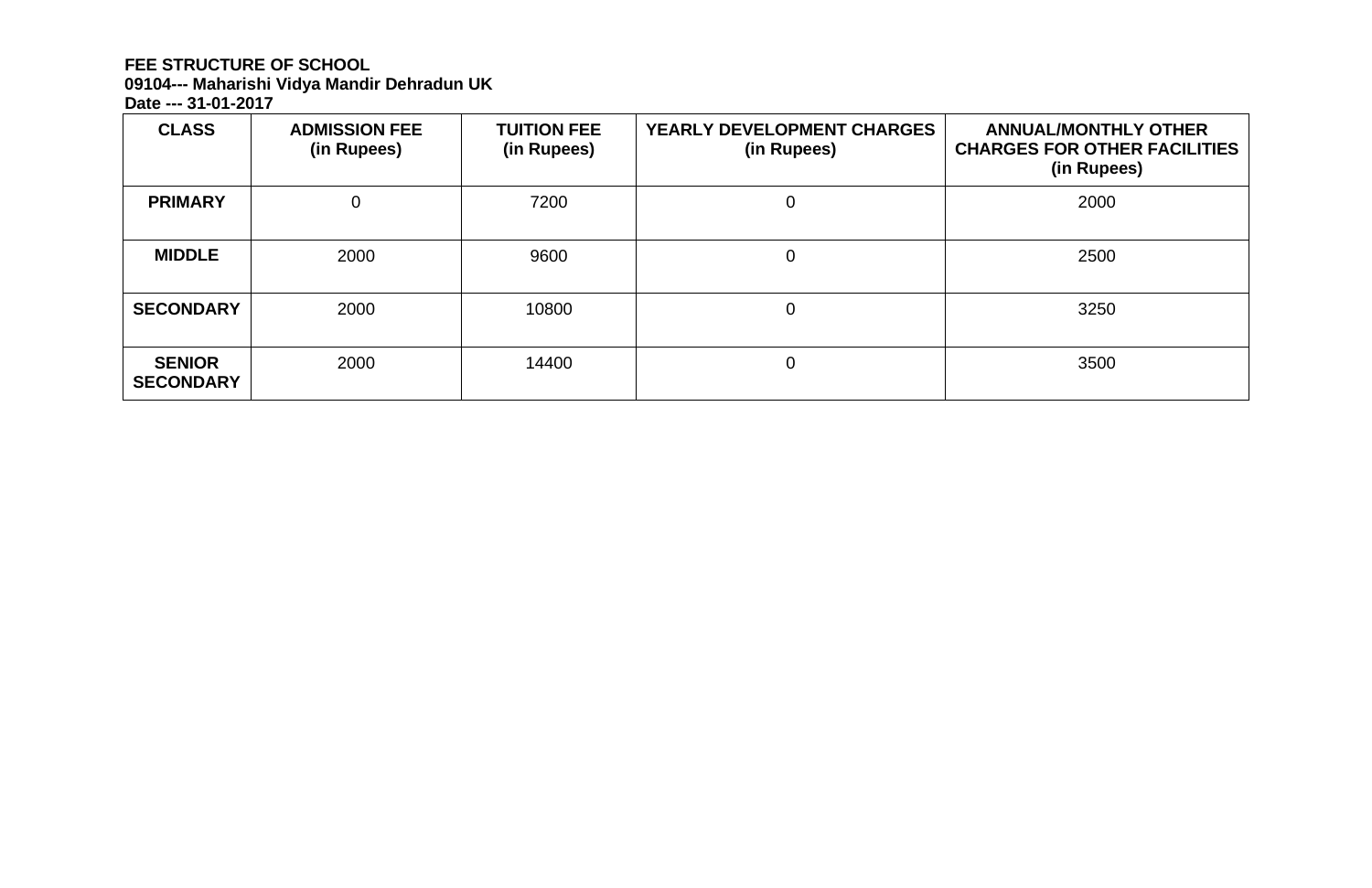**FEE STRUCTURE OF SCHOOL**
**09104--- Maharishi Vidya Mandir Dehradun UK**
**Date --- 31-01-2017**

| CLASS | ADMISSION FEE (in Rupees) | TUITION FEE (in Rupees) | YEARLY DEVELOPMENT CHARGES (in Rupees) | ANNUAL/MONTHLY OTHER CHARGES FOR OTHER FACILITIES (in Rupees) |
|---|---|---|---|---|
| **PRIMARY** | 0 | 7200 | 0 | 2000 |
| **MIDDLE** | 2000 | 9600 | 0 | 2500 |
| **SECONDARY** | 2000 | 10800 | 0 | 3250 |
| **SENIOR SECONDARY** | 2000 | 14400 | 0 | 3500 |